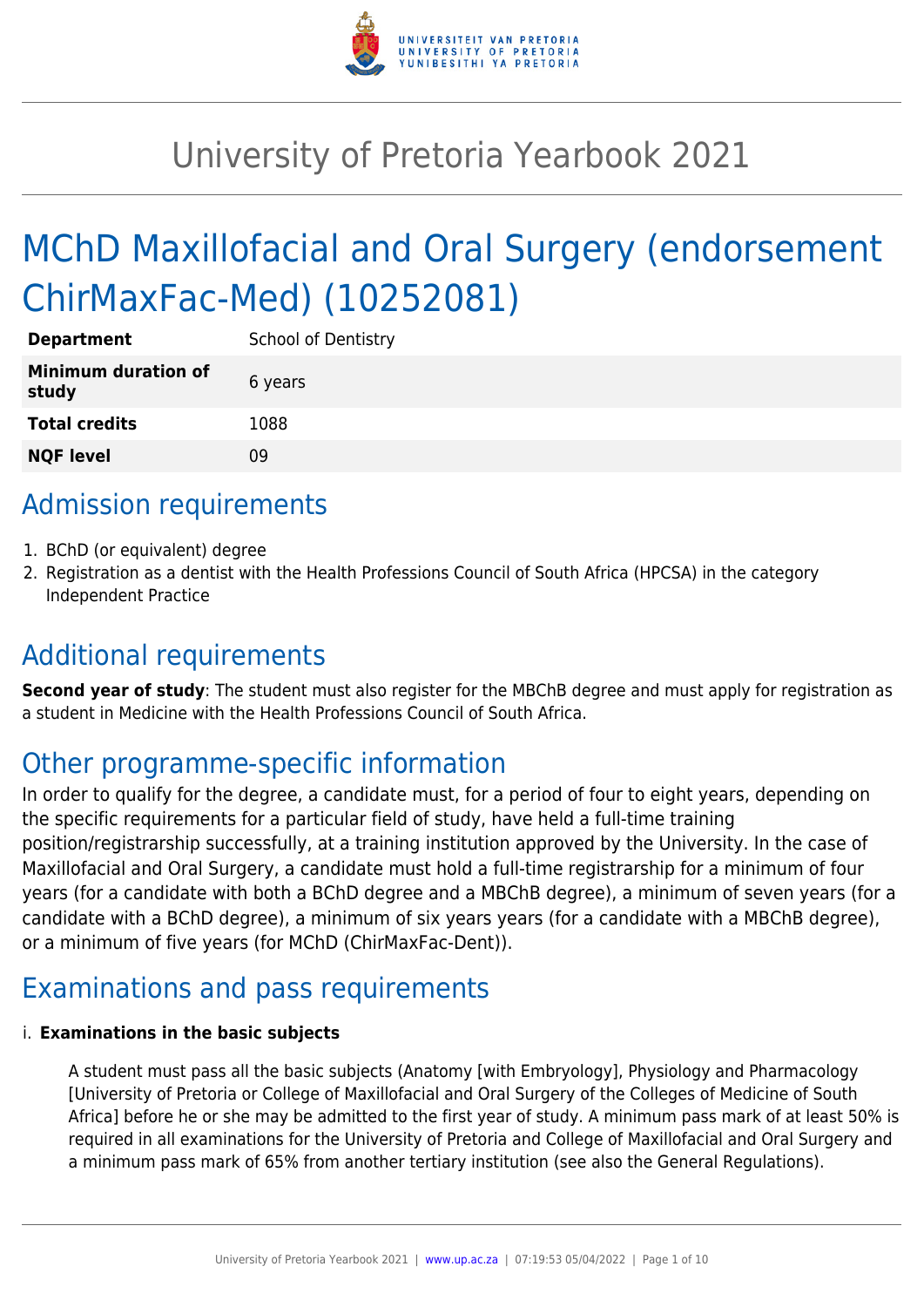# University of Pretoria Yearbook 2021

# MChD Maxillofacial and Oral Surgery (endorsement ChirMaxFac-Med) (10252081)

| **Department** | School of Dentistry |
|---|---|
| **Minimum duration of study** | 6 years |
| **Total credits** | 1088 |
| **NQF level** | 09 |

## Admission requirements

1. BChD (or equivalent) degree
2. Registration as a dentist with the Health Professions Council of South Africa (HPCSA) in the category Independent Practice

## Additional requirements

**Second year of study**: The student must also register for the MBChB degree and must apply for registration as a student in Medicine with the Health Professions Council of South Africa.

## Other programme-specific information

In order to qualify for the degree, a candidate must, for a period of four to eight years, depending on the specific requirements for a particular field of study, have held a full-time training position/registrarship successfully, at a training institution approved by the University. In the case of Maxillofacial and Oral Surgery, a candidate must hold a full-time registrarship for a minimum of four years (for a candidate with both a BChD degree and a MBChB degree), a minimum of seven years (for a candidate with a BChD degree), a minimum of six years years (for a candidate with a MBChB degree), or a minimum of five years (for MChD (ChirMaxFac-Dent)).

## Examinations and pass requirements

i. **Examinations in the basic subjects**

A student must pass all the basic subjects (Anatomy [with Embryology], Physiology and Pharmacology [University of Pretoria or College of Maxillofacial and Oral Surgery of the Colleges of Medicine of South Africa] before he or she may be admitted to the first year of study. A minimum pass mark of at least 50% is required in all examinations for the University of Pretoria and College of Maxillofacial and Oral Surgery and a minimum pass mark of 65% from another tertiary institution (see also the General Regulations).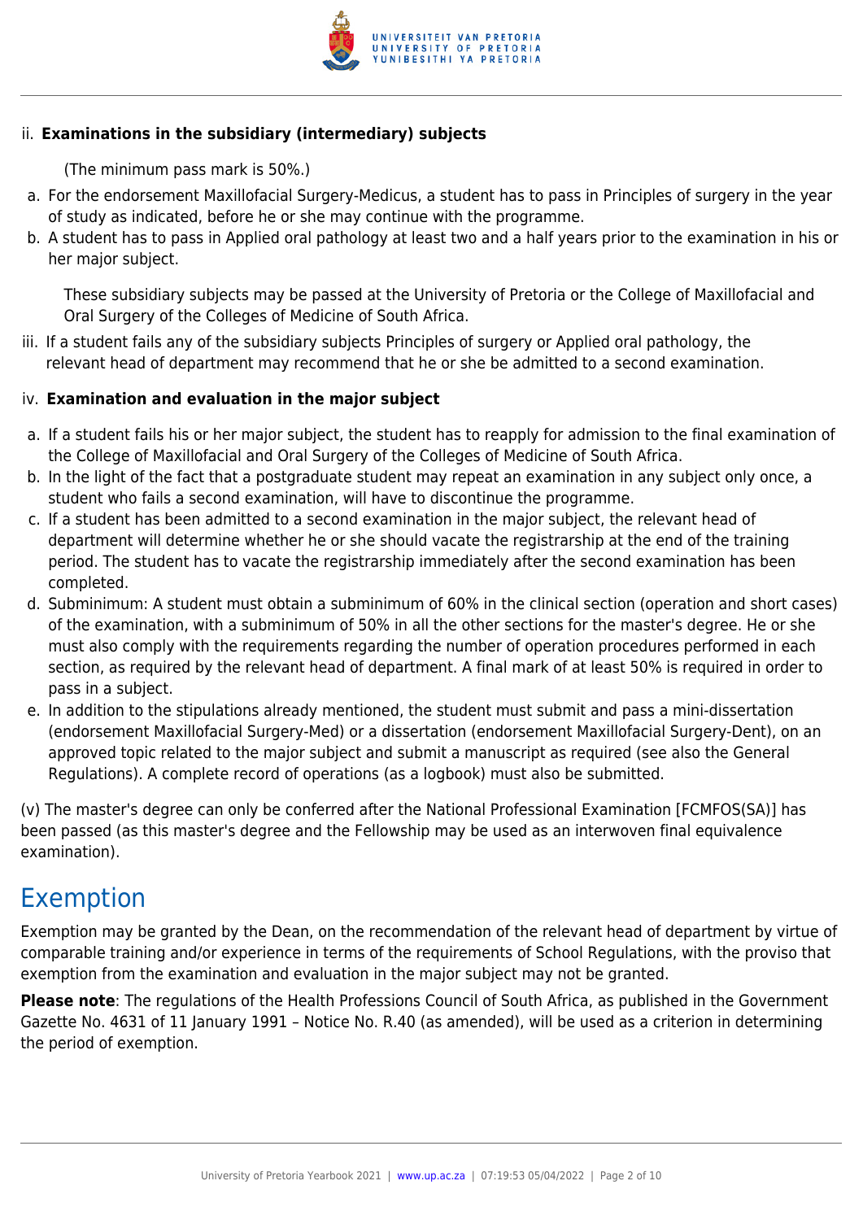ii. **Examinations in the subsidiary (intermediary) subjects**

(The minimum pass mark is 50%.)

a. For the endorsement Maxillofacial Surgery-Medicus, a student has to pass in Principles of surgery in the year of study as indicated, before he or she may continue with the programme.
b. A student has to pass in Applied oral pathology at least two and a half years prior to the examination in his or her major subject.

These subsidiary subjects may be passed at the University of Pretoria or the College of Maxillofacial and Oral Surgery of the Colleges of Medicine of South Africa.

iii. If a student fails any of the subsidiary subjects Principles of surgery or Applied oral pathology, the relevant head of department may recommend that he or she be admitted to a second examination.

iv. **Examination and evaluation in the major subject**

a. If a student fails his or her major subject, the student has to reapply for admission to the final examination of the College of Maxillofacial and Oral Surgery of the Colleges of Medicine of South Africa.
b. In the light of the fact that a postgraduate student may repeat an examination in any subject only once, a student who fails a second examination, will have to discontinue the programme.
c. If a student has been admitted to a second examination in the major subject, the relevant head of department will determine whether he or she should vacate the registrarship at the end of the training period. The student has to vacate the registrarship immediately after the second examination has been completed.
d. Subminimum: A student must obtain a subminimum of 60% in the clinical section (operation and short cases) of the examination, with a subminimum of 50% in all the other sections for the master's degree. He or she must also comply with the requirements regarding the number of operation procedures performed in each section, as required by the relevant head of department. A final mark of at least 50% is required in order to pass in a subject.
e. In addition to the stipulations already mentioned, the student must submit and pass a mini-dissertation (endorsement Maxillofacial Surgery-Med) or a dissertation (endorsement Maxillofacial Surgery-Dent), on an approved topic related to the major subject and submit a manuscript as required (see also the General Regulations). A complete record of operations (as a logbook) must also be submitted.

(v) The master's degree can only be conferred after the National Professional Examination [FCMFOS(SA)] has been passed (as this master's degree and the Fellowship may be used as an interwoven final equivalence examination).

# Exemption

Exemption may be granted by the Dean, on the recommendation of the relevant head of department by virtue of comparable training and/or experience in terms of the requirements of School Regulations, with the proviso that exemption from the examination and evaluation in the major subject may not be granted.

**Please note**: The regulations of the Health Professions Council of South Africa, as published in the Government Gazette No. 4631 of 11 January 1991 – Notice No. R.40 (as amended), will be used as a criterion in determining the period of exemption.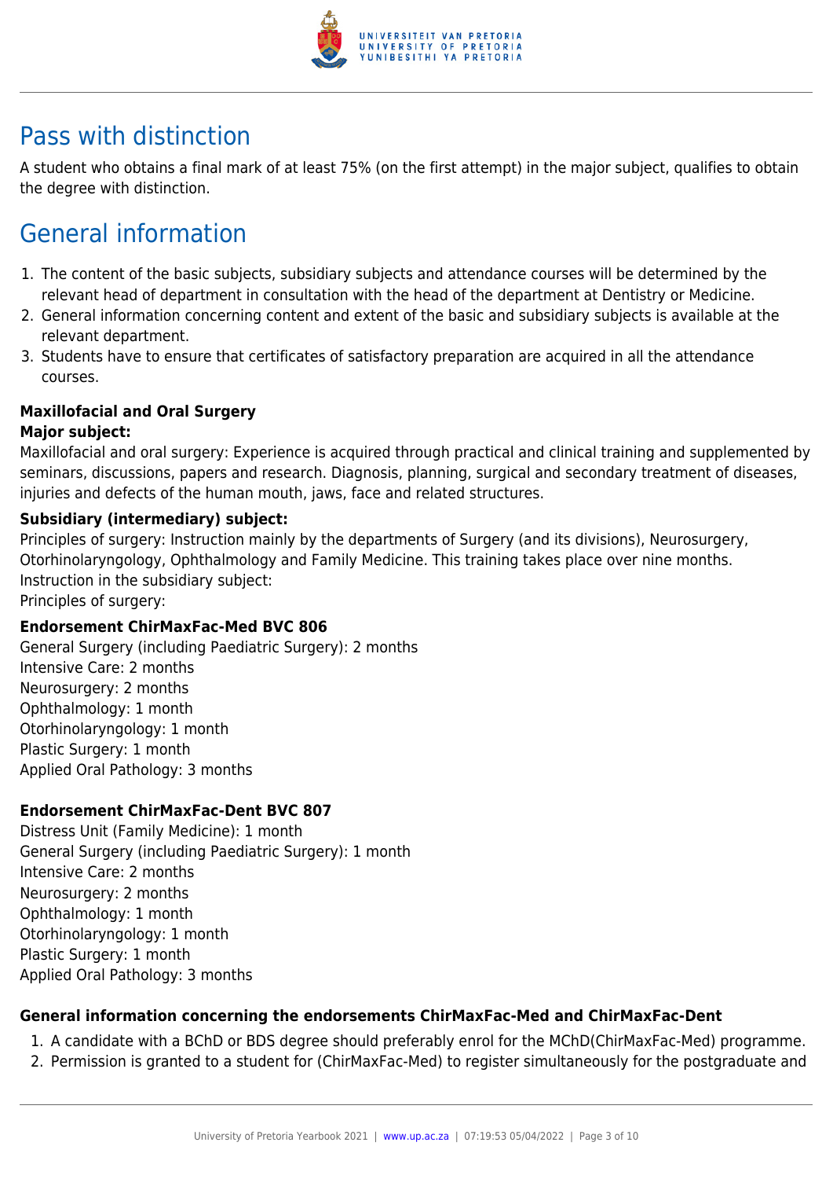## Pass with distinction

A student who obtains a final mark of at least 75% (on the first attempt) in the major subject, qualifies to obtain the degree with distinction.

## General information

1. The content of the basic subjects, subsidiary subjects and attendance courses will be determined by the relevant head of department in consultation with the head of the department at Dentistry or Medicine.
2. General information concerning content and extent of the basic and subsidiary subjects is available at the relevant department.
3. Students have to ensure that certificates of satisfactory preparation are acquired in all the attendance courses.

**Maxillofacial and Oral Surgery**

**Major subject:**

Maxillofacial and oral surgery: Experience is acquired through practical and clinical training and supplemented by seminars, discussions, papers and research. Diagnosis, planning, surgical and secondary treatment of diseases, injuries and defects of the human mouth, jaws, face and related structures.

**Subsidiary (intermediary) subject:**

Principles of surgery: Instruction mainly by the departments of Surgery (and its divisions), Neurosurgery, Otorhinolaryngology, Ophthalmology and Family Medicine. This training takes place over nine months.
Instruction in the subsidiary subject:
Principles of surgery:

**Endorsement ChirMaxFac-Med BVC 806**

General Surgery (including Paediatric Surgery): 2 months
Intensive Care: 2 months
Neurosurgery: 2 months
Ophthalmology: 1 month
Otorhinolaryngology: 1 month
Plastic Surgery: 1 month
Applied Oral Pathology: 3 months

**Endorsement ChirMaxFac-Dent BVC 807**

Distress Unit (Family Medicine): 1 month
General Surgery (including Paediatric Surgery): 1 month
Intensive Care: 2 months
Neurosurgery: 2 months
Ophthalmology: 1 month
Otorhinolaryngology: 1 month
Plastic Surgery: 1 month
Applied Oral Pathology: 3 months

**General information concerning the endorsements ChirMaxFac-Med and ChirMaxFac-Dent**

1. A candidate with a BChD or BDS degree should preferably enrol for the MChD(ChirMaxFac-Med) programme.
2. Permission is granted to a student for (ChirMaxFac-Med) to register simultaneously for the postgraduate and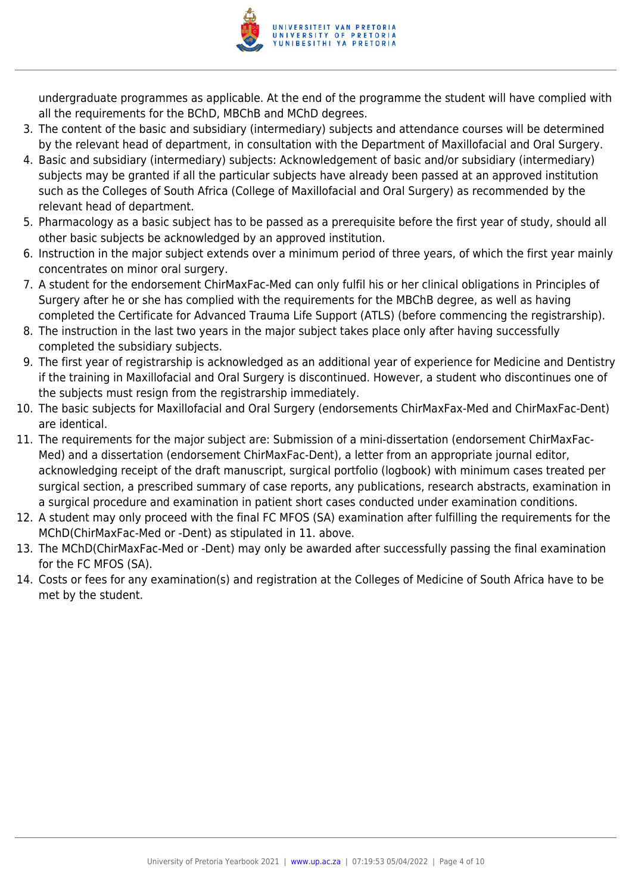undergraduate programmes as applicable. At the end of the programme the student will have complied with all the requirements for the BChD, MBChB and MChD degrees.

3. The content of the basic and subsidiary (intermediary) subjects and attendance courses will be determined by the relevant head of department, in consultation with the Department of Maxillofacial and Oral Surgery.
4. Basic and subsidiary (intermediary) subjects: Acknowledgement of basic and/or subsidiary (intermediary) subjects may be granted if all the particular subjects have already been passed at an approved institution such as the Colleges of South Africa (College of Maxillofacial and Oral Surgery) as recommended by the relevant head of department.
5. Pharmacology as a basic subject has to be passed as a prerequisite before the first year of study, should all other basic subjects be acknowledged by an approved institution.
6. Instruction in the major subject extends over a minimum period of three years, of which the first year mainly concentrates on minor oral surgery.
7. A student for the endorsement ChirMaxFac-Med can only fulfil his or her clinical obligations in Principles of Surgery after he or she has complied with the requirements for the MBChB degree, as well as having completed the Certificate for Advanced Trauma Life Support (ATLS) (before commencing the registrarship).
8. The instruction in the last two years in the major subject takes place only after having successfully completed the subsidiary subjects.
9. The first year of registrarship is acknowledged as an additional year of experience for Medicine and Dentistry if the training in Maxillofacial and Oral Surgery is discontinued. However, a student who discontinues one of the subjects must resign from the registrarship immediately.
10. The basic subjects for Maxillofacial and Oral Surgery (endorsements ChirMaxFax-Med and ChirMaxFac-Dent) are identical.
11. The requirements for the major subject are: Submission of a mini-dissertation (endorsement ChirMaxFac-Med) and a dissertation (endorsement ChirMaxFac-Dent), a letter from an appropriate journal editor, acknowledging receipt of the draft manuscript, surgical portfolio (logbook) with minimum cases treated per surgical section, a prescribed summary of case reports, any publications, research abstracts, examination in a surgical procedure and examination in patient short cases conducted under examination conditions.
12. A student may only proceed with the final FC MFOS (SA) examination after fulfilling the requirements for the MChD(ChirMaxFac-Med or -Dent) as stipulated in 11. above.
13. The MChD(ChirMaxFac-Med or -Dent) may only be awarded after successfully passing the final examination for the FC MFOS (SA).
14. Costs or fees for any examination(s) and registration at the Colleges of Medicine of South Africa have to be met by the student.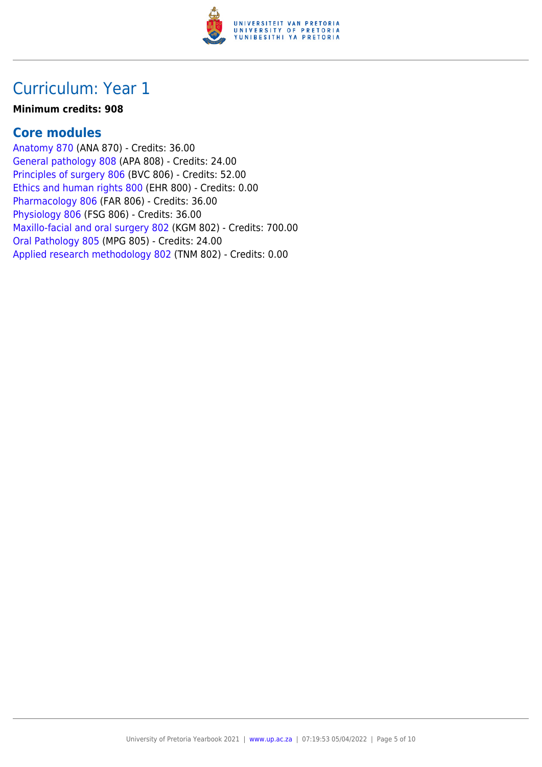# Curriculum: Year 1

**Minimum credits: 908**

## Core modules

Anatomy 870 (ANA 870) - Credits: 36.00
General pathology 808 (APA 808) - Credits: 24.00
Principles of surgery 806 (BVC 806) - Credits: 52.00
Ethics and human rights 800 (EHR 800) - Credits: 0.00
Pharmacology 806 (FAR 806) - Credits: 36.00
Physiology 806 (FSG 806) - Credits: 36.00
Maxillo-facial and oral surgery 802 (KGM 802) - Credits: 700.00
Oral Pathology 805 (MPG 805) - Credits: 24.00
Applied research methodology 802 (TNM 802) - Credits: 0.00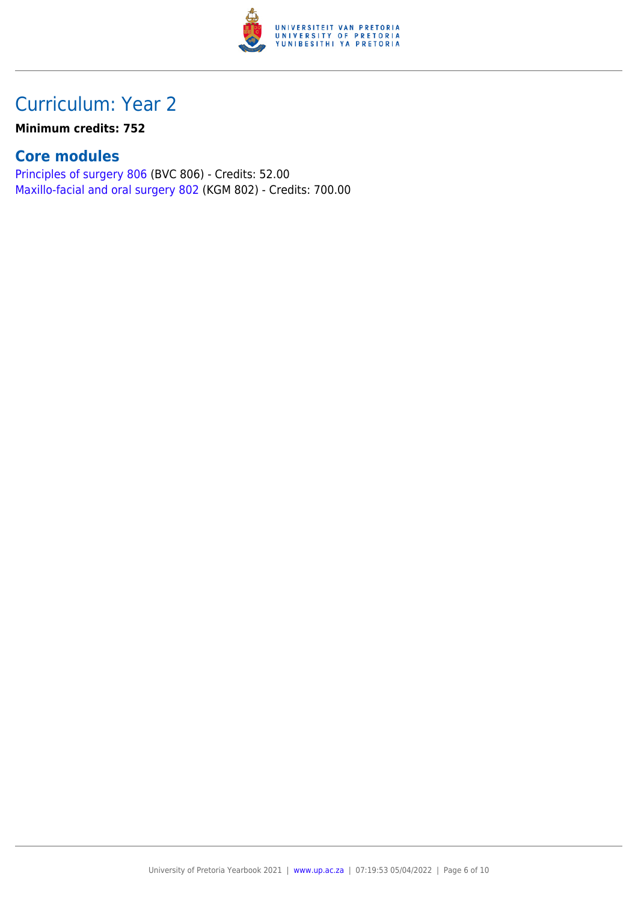# Curriculum: Year 2

**Minimum credits: 752**

## Core modules

Principles of surgery 806 (BVC 806) - Credits: 52.00
Maxillo-facial and oral surgery 802 (KGM 802) - Credits: 700.00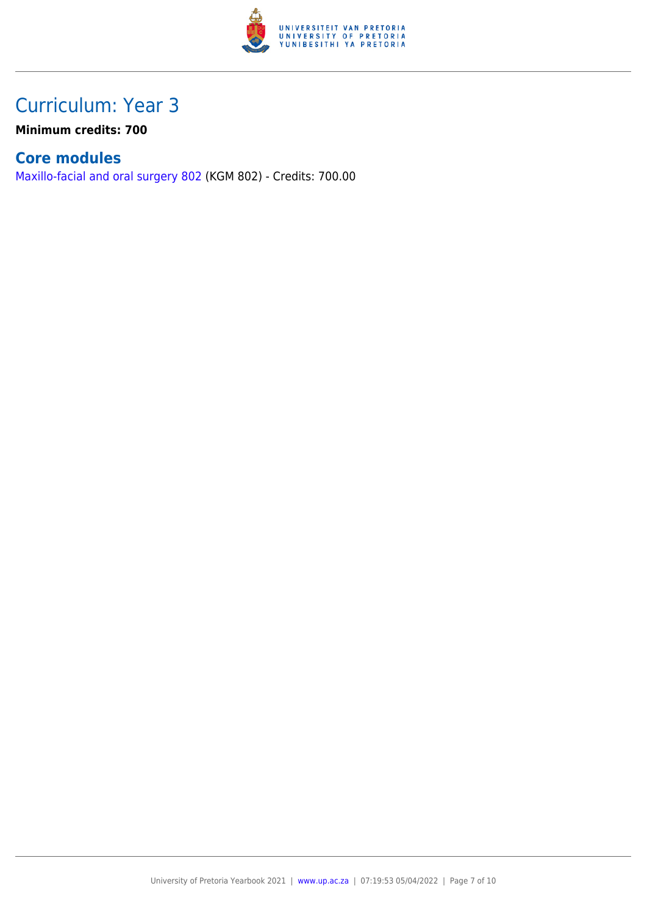# Curriculum: Year 3

**Minimum credits: 700**

## Core modules

Maxillo-facial and oral surgery 802 (KGM 802) - Credits: 700.00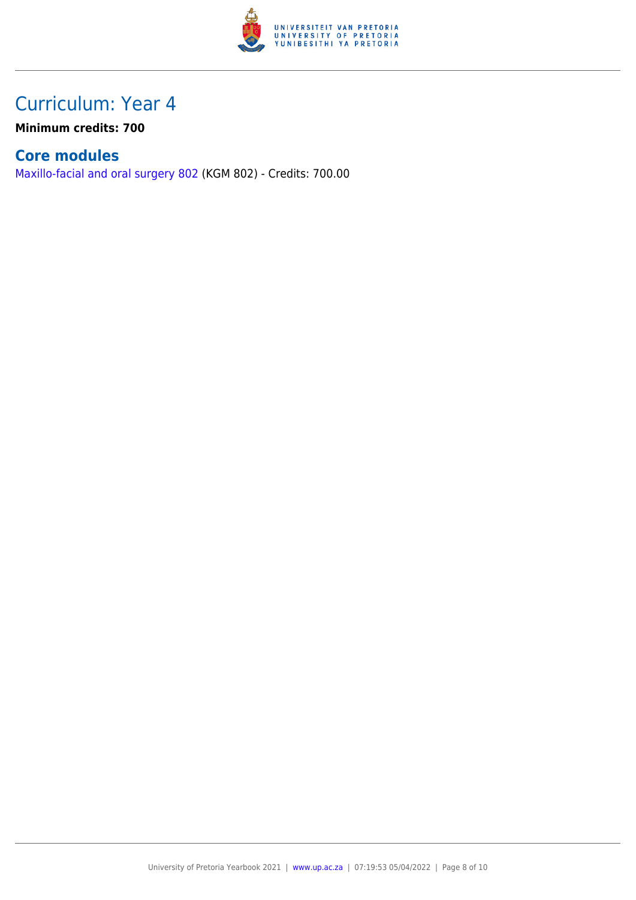# Curriculum: Year 4

**Minimum credits: 700**

## Core modules

Maxillo-facial and oral surgery 802 (KGM 802) - Credits: 700.00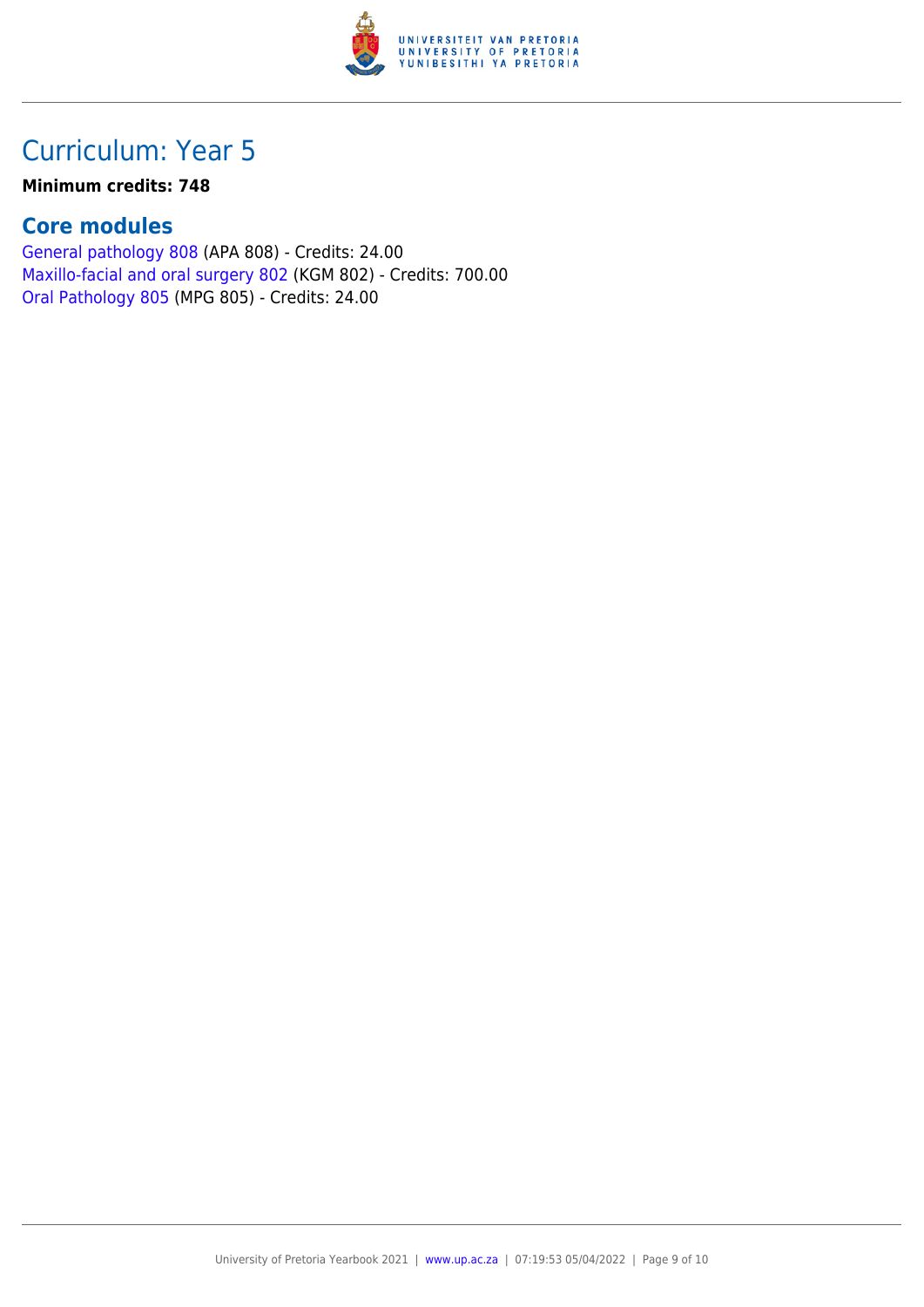# Curriculum: Year 5

**Minimum credits: 748**

## Core modules

General pathology 808 (APA 808) - Credits: 24.00
Maxillo-facial and oral surgery 802 (KGM 802) - Credits: 700.00
Oral Pathology 805 (MPG 805) - Credits: 24.00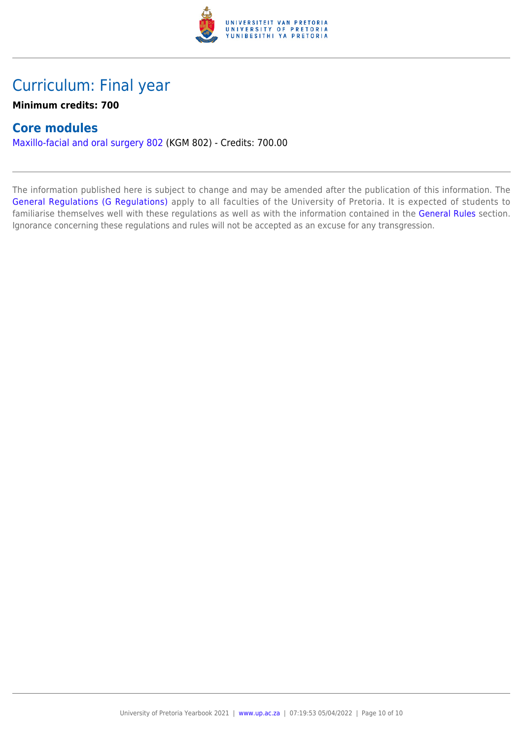## Curriculum: Final year

**Minimum credits: 700**

### Core modules

Maxillo-facial and oral surgery 802 (KGM 802) - Credits: 700.00

The information published here is subject to change and may be amended after the publication of this information. The General Regulations (G Regulations) apply to all faculties of the University of Pretoria. It is expected of students to familiarise themselves well with these regulations as well as with the information contained in the General Rules section. Ignorance concerning these regulations and rules will not be accepted as an excuse for any transgression.